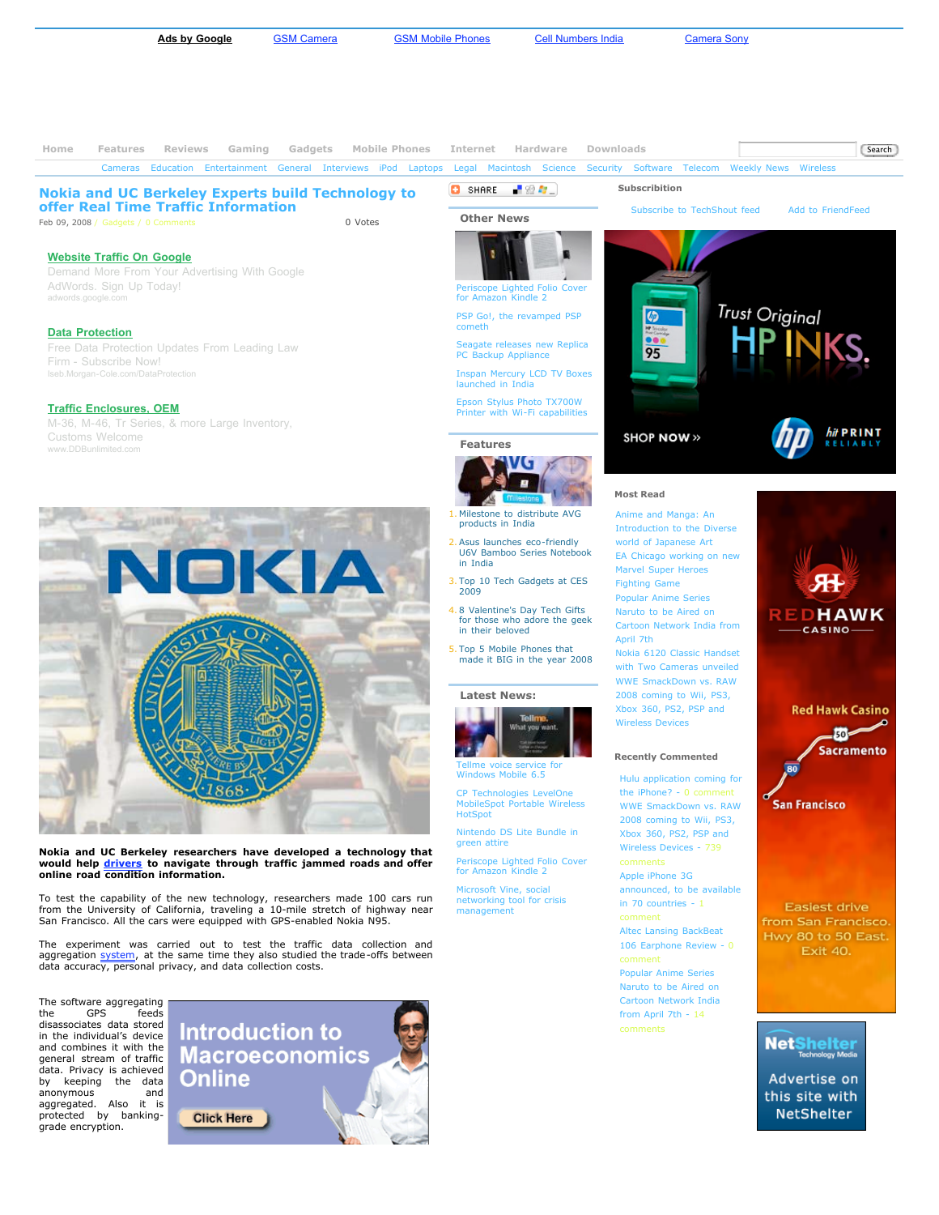Ads by Google | GSM Camera | GSM Mobile Phones | Cell Numbers India | Camera Sony

Home | Features | Reviews | Gaming | Gadgets | Mobile Phones | Internet | Hardware | Downloads

Cameras | Education | Entertainment | General | Interviews | iPod | Laptops | Legal | Macintosh | Science | Security | Software | Telecom | Weekly News | Wireless

# Nokia and UC Berkeley Experts build Technology to offer Real Time Traffic Information

Feb 09, 2008 / Gadgets / 0 Comments 0 Votes

**Website Traffic On Google**
Demand More From Your Advertising With Google AdWords. Sign Up Today!
adwords.google.com

**Data Protection**
Free Data Protection Updates From Leading Law Firm - Subscribe Now!
lseb.Morgan-Cole.com/DataProtection

**Traffic Enclosures, OEM**
M-36, M-46, Tr Series, & more Large Inventory, Customs Welcome
www.DDBunlimited.com

**Nokia and UC Berkeley researchers have developed a technology that would help drivers to navigate through traffic jammed roads and offer online road condition information.**

To test the capability of the new technology, researchers made 100 cars run from the University of California, traveling a 10-mile stretch of highway near San Francisco. All the cars were equipped with GPS-enabled Nokia N95.

The experiment was carried out to test the traffic data collection and aggregation system, at the same time they also studied the trade-offs between data accuracy, personal privacy, and data collection costs.

The software aggregating the GPS feeds disassociates data stored in the individual's device and combines it with the general stream of traffic data. Privacy is achieved by keeping the data anonymous and aggregated. Also it is protected by banking-grade encryption.

## Other News

- Periscope Lighted Folio Cover for Amazon Kindle 2
- PSP Go!, the revamped PSP cometh
- Seagate releases new Replica PC Backup Appliance
- Inspan Mercury LCD TV Boxes launched in India
- Epson Stylus Photo TX700W Printer with Wi-Fi capabilities

## Features

1. Milestone to distribute AVG products in India
2. Asus launches eco-friendly U6V Bamboo Series Notebook in India
3. Top 10 Tech Gadgets at CES 2009
4. 8 Valentine's Day Tech Gifts for those who adore the geek in their beloved
5. Top 5 Mobile Phones that made it BIG in the year 2008

## Latest News:

- Tellme voice service for Windows Mobile 6.5
- CP Technologies LevelOne MobileSpot Portable Wireless HotSpot
- Nintendo DS Lite Bundle in green attire
- Periscope Lighted Folio Cover for Amazon Kindle 2
- Microsoft Vine, social networking tool for crisis management

## Subscribition

Subscribe to TechShout feed | Add to FriendFeed

## Most Read

- Anime and Manga: An Introduction to the Diverse world of Japanese Art
- EA Chicago working on new Marvel Super Heroes Fighting Game
- Popular Anime Series Naruto to be Aired on Cartoon Network India from April 7th
- Nokia 6120 Classic Handset with Two Cameras unveiled
- WWE SmackDown vs. RAW 2008 coming to Wii, PS3, Xbox 360, PS2, PSP and Wireless Devices

## Recently Commented

- Hulu application coming for the iPhone? - 0 comment
- WWE SmackDown vs. RAW 2008 coming to Wii, PS3, Xbox 360, PS2, PSP and Wireless Devices - 739 comments
- Apple iPhone 3G announced, to be available in 70 countries - 1 comment
- Altec Lansing BackBeat 106 Earphone Review - 0 comment
- Popular Anime Series Naruto to be Aired on Cartoon Network India from April 7th - 14 comments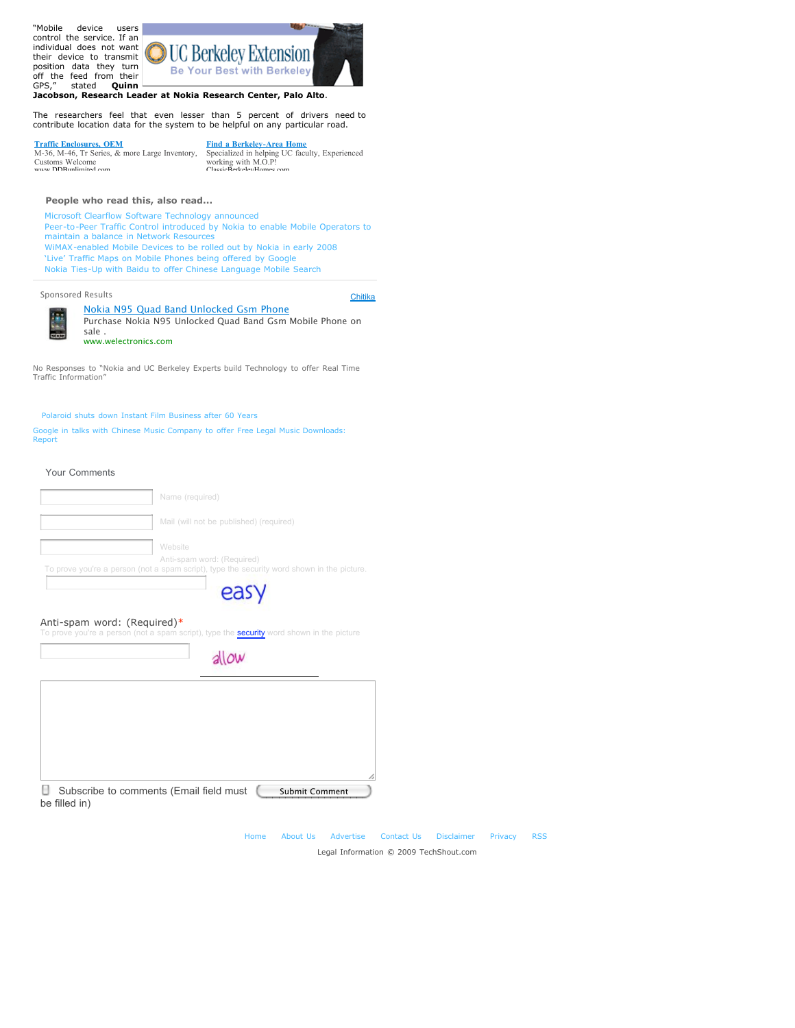"Mobile device users control the service. If an individual does not want their device to transmit position data they turn off the feed from their GPS," stated **Quinn Jacobson, Research Leader at Nokia Research Center, Palo Alto**.

UC Berkeley Extension
Be Your Best with Berkeley

The researchers feel that even lesser than 5 percent of drivers need to contribute location data for the system to be helpful on any particular road.

**Traffic Enclosures, OEM**
M-36, M-46, Tr Series, & more Large Inventory, Customs Welcome
www.DDBunlimited.com

**Find a Berkeley-Area Home**
Specialized in helping UC faculty, Experienced working with M.O.P!
ClassicBerkeleyHomes.com

### People who read this, also read...

- Microsoft Clearflow Software Technology announced
- Peer-to-Peer Traffic Control introduced by Nokia to enable Mobile Operators to maintain a balance in Network Resources
- WiMAX-enabled Mobile Devices to be rolled out by Nokia in early 2008
- 'Live' Traffic Maps on Mobile Phones being offered by Google
- Nokia Ties-Up with Baidu to offer Chinese Language Mobile Search

Sponsored Results — Chitika

**Nokia N95 Quad Band Unlocked Gsm Phone**
Purchase Nokia N95 Unlocked Quad Band Gsm Mobile Phone on sale .
www.welectronics.com

No Responses to "Nokia and UC Berkeley Experts build Technology to offer Real Time Traffic Information"

Polaroid shuts down Instant Film Business after 60 Years

Google in talks with Chinese Music Company to offer Free Legal Music Downloads: Report

### Your Comments

Name (required)

Mail (will not be published) (required)

Website

Anti-spam word: (Required)
To prove you're a person (not a spam script), type the security word shown in the picture.

easy

Anti-spam word: (Required)*
To prove you're a person (not a spam script), type the security word shown in the picture

allow

Subscribe to comments (Email field must be filled in)    Submit Comment

Home | About Us | Advertise | Contact Us | Disclaimer | Privacy | RSS

Legal Information © 2009 TechShout.com